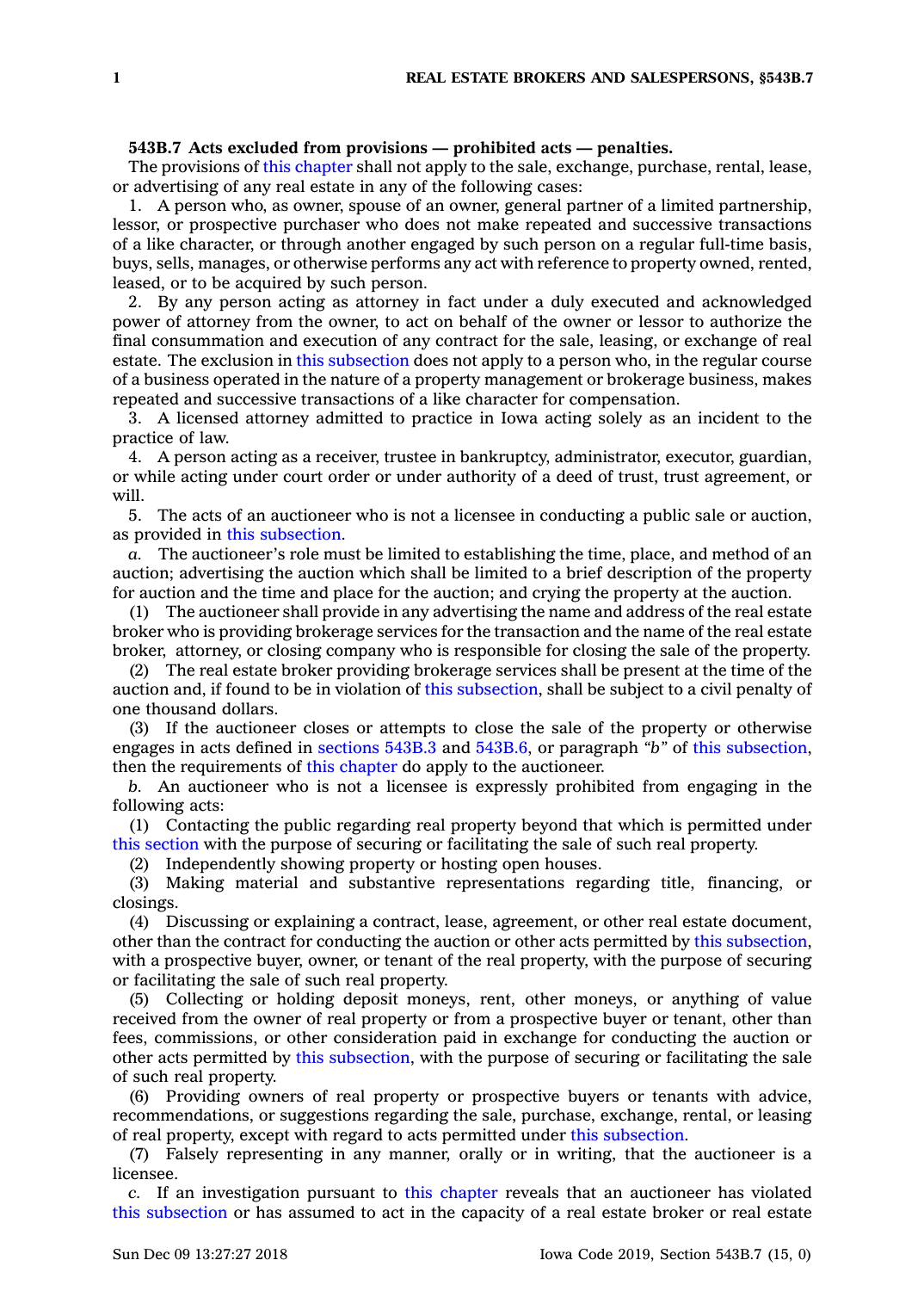**543B.7 Acts excluded from provisions — prohibited acts — penalties.**

The provisions of this chapter shall not apply to the sale, exchange, purchase, rental, lease, or advertising of any real estate in any of the following cases:

1. A person who, as owner, spouse of an owner, general partner of a limited partnership, lessor, or prospective purchaser who does not make repeated and successive transactions of a like character, or through another engaged by such person on a regular full-time basis, buys, sells, manages, or otherwise performs any act with reference to property owned, rented, leased, or to be acquired by such person.

2. By any person acting as attorney in fact under a duly executed and acknowledged power of attorney from the owner, to act on behalf of the owner or lessor to authorize the final consummation and execution of any contract for the sale, leasing, or exchange of real estate. The exclusion in this subsection does not apply to a person who, in the regular course of a business operated in the nature of a property management or brokerage business, makes repeated and successive transactions of a like character for compensation.

3. A licensed attorney admitted to practice in Iowa acting solely as an incident to the practice of law.

4. A person acting as a receiver, trustee in bankruptcy, administrator, executor, guardian, or while acting under court order or under authority of a deed of trust, trust agreement, or will.

5. The acts of an auctioneer who is not a licensee in conducting a public sale or auction, as provided in this subsection.

*a.* The auctioneer's role must be limited to establishing the time, place, and method of an auction; advertising the auction which shall be limited to a brief description of the property for auction and the time and place for the auction; and crying the property at the auction.

(1) The auctioneer shall provide in any advertising the name and address of the real estate broker who is providing brokerage services for the transaction and the name of the real estate broker, attorney, or closing company who is responsible for closing the sale of the property.

(2) The real estate broker providing brokerage services shall be present at the time of the auction and, if found to be in violation of this subsection, shall be subject to a civil penalty of one thousand dollars.

(3) If the auctioneer closes or attempts to close the sale of the property or otherwise engages in acts defined in sections 543B.3 and 543B.6, or paragraph *"b"* of this subsection, then the requirements of this chapter do apply to the auctioneer.

*b.* An auctioneer who is not a licensee is expressly prohibited from engaging in the following acts:

(1) Contacting the public regarding real property beyond that which is permitted under this section with the purpose of securing or facilitating the sale of such real property.

(2) Independently showing property or hosting open houses.

(3) Making material and substantive representations regarding title, financing, or closings.

(4) Discussing or explaining a contract, lease, agreement, or other real estate document, other than the contract for conducting the auction or other acts permitted by this subsection, with a prospective buyer, owner, or tenant of the real property, with the purpose of securing or facilitating the sale of such real property.

(5) Collecting or holding deposit moneys, rent, other moneys, or anything of value received from the owner of real property or from a prospective buyer or tenant, other than fees, commissions, or other consideration paid in exchange for conducting the auction or other acts permitted by this subsection, with the purpose of securing or facilitating the sale of such real property.

(6) Providing owners of real property or prospective buyers or tenants with advice, recommendations, or suggestions regarding the sale, purchase, exchange, rental, or leasing of real property, except with regard to acts permitted under this subsection.

(7) Falsely representing in any manner, orally or in writing, that the auctioneer is a licensee.

*c.* If an investigation pursuant to this chapter reveals that an auctioneer has violated this subsection or has assumed to act in the capacity of a real estate broker or real estate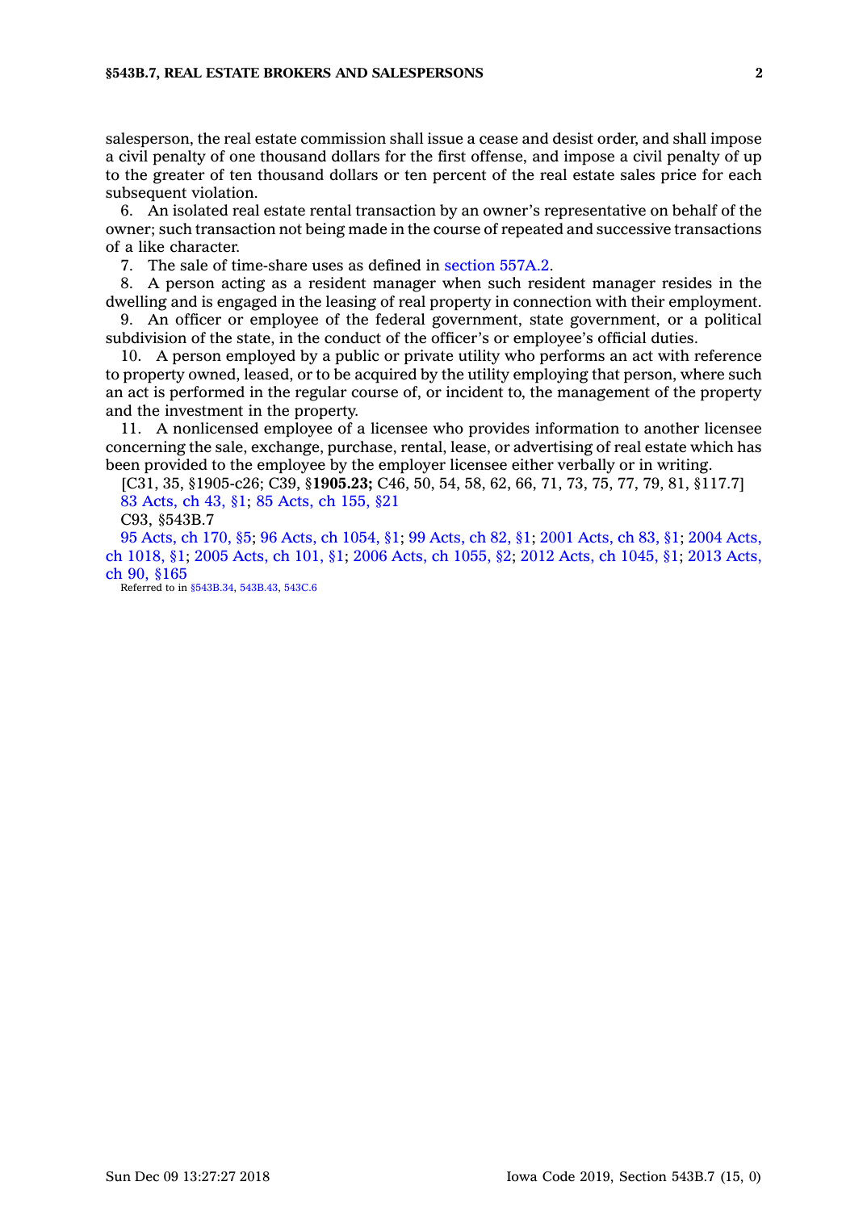salesperson, the real estate commission shall issue a cease and desist order, and shall impose a civil penalty of one thousand dollars for the first offense, and impose a civil penalty of up to the greater of ten thousand dollars or ten percent of the real estate sales price for each subsequent violation.

6. An isolated real estate rental transaction by an owner's representative on behalf of the owner; such transaction not being made in the course of repeated and successive transactions of a like character.

7. The sale of time-share uses as defined in section 557A.2.

8. A person acting as a resident manager when such resident manager resides in the dwelling and is engaged in the leasing of real property in connection with their employment.

9. An officer or employee of the federal government, state government, or a political subdivision of the state, in the conduct of the officer's or employee's official duties.

10. A person employed by a public or private utility who performs an act with reference to property owned, leased, or to be acquired by the utility employing that person, where such an act is performed in the regular course of, or incident to, the management of the property and the investment in the property.

11. A nonlicensed employee of a licensee who provides information to another licensee concerning the sale, exchange, purchase, rental, lease, or advertising of real estate which has been provided to the employee by the employer licensee either verbally or in writing.

[C31, 35, §1905-c26; C39, §**1905.23;** C46, 50, 54, 58, 62, 66, 71, 73, 75, 77, 79, 81, §117.7]
83 Acts, ch 43, §1; 85 Acts, ch 155, §21

C93, §543B.7

95 Acts, ch 170, §5; 96 Acts, ch 1054, §1; 99 Acts, ch 82, §1; 2001 Acts, ch 83, §1; 2004 Acts, ch 1018, §1; 2005 Acts, ch 101, §1; 2006 Acts, ch 1055, §2; 2012 Acts, ch 1045, §1; 2013 Acts, ch 90, §165

Referred to in §543B.34, 543B.43, 543C.6